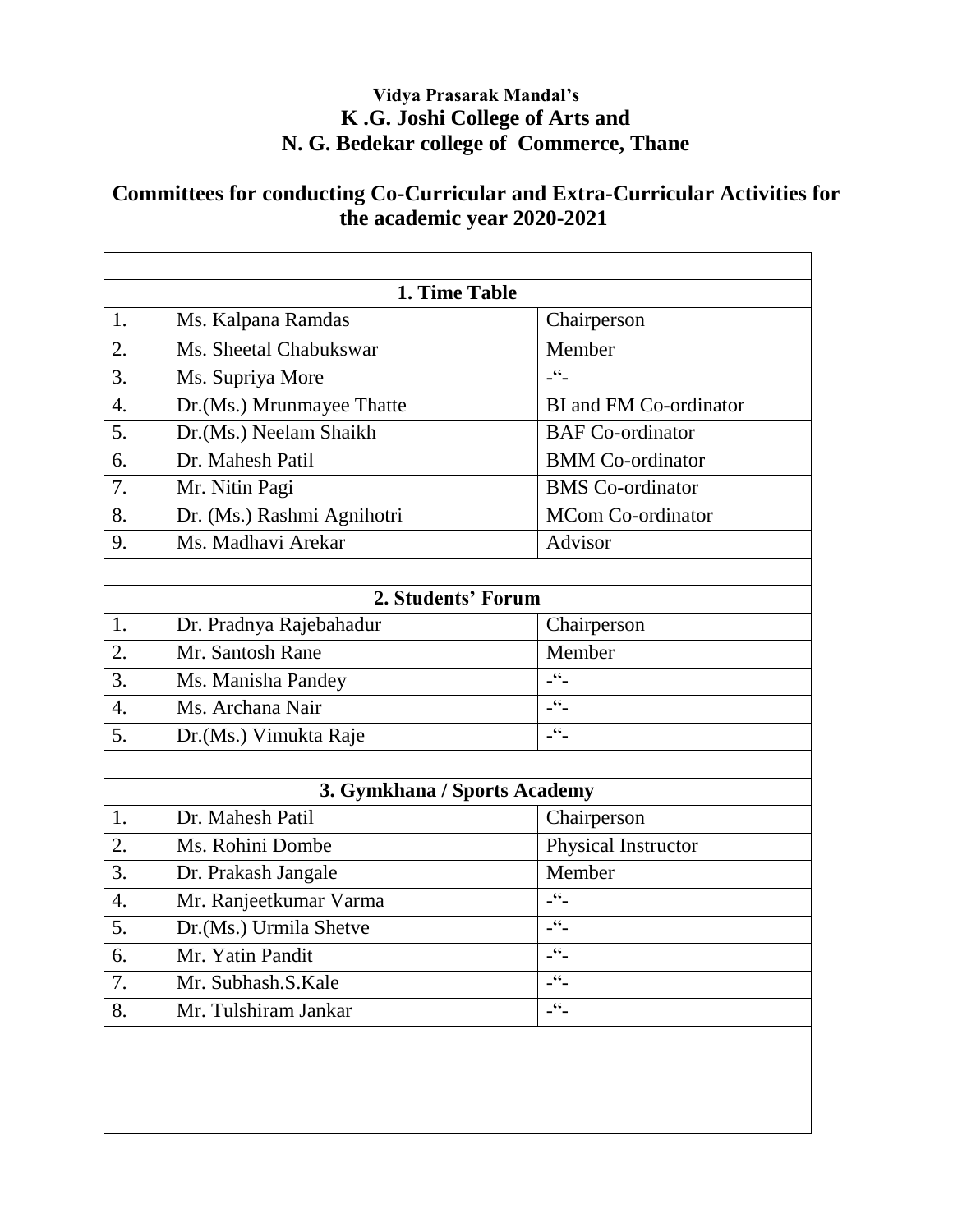**Vidya Prasarak Mandal's**

**K .G. Joshi College of Arts and**

**N. G. Bedekar college of Commerce, Thane**

## Committees for conducting Co-Curricular and Extra-Curricular Activities for the academic year 2020-2021

| | | |
|---|---|---|
| | **1. Time Table** | |
| 1. | Ms. Kalpana Ramdas | Chairperson |
| 2. | Ms. Sheetal Chabukswar | Member |
| 3. | Ms. Supriya More | -"- |
| 4. | Dr.(Ms.) Mrunmayee Thatte | BI and FM Co-ordinator |
| 5. | Dr.(Ms.) Neelam Shaikh | BAF Co-ordinator |
| 6. | Dr. Mahesh Patil | BMM Co-ordinator |
| 7. | Mr. Nitin Pagi | BMS Co-ordinator |
| 8. | Dr. (Ms.) Rashmi Agnihotri | MCom Co-ordinator |
| 9. | Ms. Madhavi Arekar | Advisor |
| | | |
| | **2. Students' Forum** | |
| 1. | Dr. Pradnya Rajebahadur | Chairperson |
| 2. | Mr. Santosh Rane | Member |
| 3. | Ms. Manisha Pandey | -"- |
| 4. | Ms. Archana Nair | -"- |
| 5. | Dr.(Ms.) Vimukta Raje | -"- |
| | | |
| | **3. Gymkhana / Sports Academy** | |
| 1. | Dr. Mahesh Patil | Chairperson |
| 2. | Ms. Rohini Dombe | Physical Instructor |
| 3. | Dr. Prakash Jangale | Member |
| 4. | Mr. Ranjeetkumar Varma | -"- |
| 5. | Dr.(Ms.) Urmila Shetve | -"- |
| 6. | Mr. Yatin Pandit | -"- |
| 7. | Mr. Subhash.S.Kale | -"- |
| 8. | Mr. Tulshiram Jankar | -"- |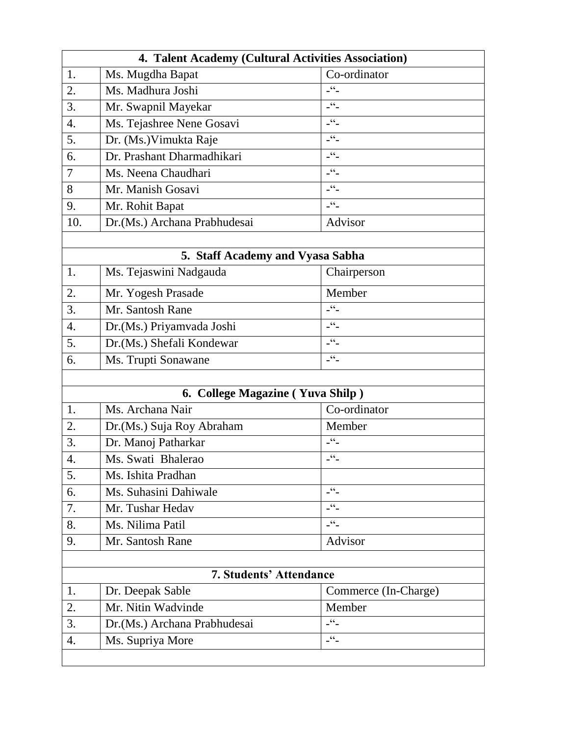| 4. Talent Academy (Cultural Activities Association) | | |
|---|---|---|
| 1. | Ms. Mugdha Bapat | Co-ordinator |
| 2. | Ms. Madhura Joshi | -“- |
| 3. | Mr. Swapnil Mayekar | -“- |
| 4. | Ms. Tejashree Nene Gosavi | -“- |
| 5. | Dr. (Ms.)Vimukta Raje | -“- |
| 6. | Dr. Prashant Dharmadhikari | -“- |
| 7 | Ms. Neena Chaudhari | -“- |
| 8 | Mr. Manish Gosavi | -“- |
| 9. | Mr. Rohit Bapat | -“- |
| 10. | Dr.(Ms.) Archana Prabhudesai | Advisor |

| 5. Staff Academy and Vyasa Sabha | | |
|---|---|---|
| 1. | Ms. Tejaswini Nadgauda | Chairperson |
| 2. | Mr. Yogesh Prasade | Member |
| 3. | Mr. Santosh Rane | -“- |
| 4. | Dr.(Ms.) Priyamvada Joshi | -“- |
| 5. | Dr.(Ms.) Shefali Kondewar | -“- |
| 6. | Ms. Trupti Sonawane | -“- |

| 6. College Magazine ( Yuva Shilp ) | | |
|---|---|---|
| 1. | Ms. Archana Nair | Co-ordinator |
| 2. | Dr.(Ms.) Suja Roy Abraham | Member |
| 3. | Dr. Manoj Patharkar | -“- |
| 4. | Ms. Swati Bhalerao | -“- |
| 5. | Ms. Ishita Pradhan | |
| 6. | Ms. Suhasini Dahiwale | -“- |
| 7. | Mr. Tushar Hedav | -“- |
| 8. | Ms. Nilima Patil | -“- |
| 9. | Mr. Santosh Rane | Advisor |

| 7. Students’ Attendance | | |
|---|---|---|
| 1. | Dr. Deepak Sable | Commerce (In-Charge) |
| 2. | Mr. Nitin Wadvinde | Member |
| 3. | Dr.(Ms.) Archana Prabhudesai | -“- |
| 4. | Ms. Supriya More | -“- |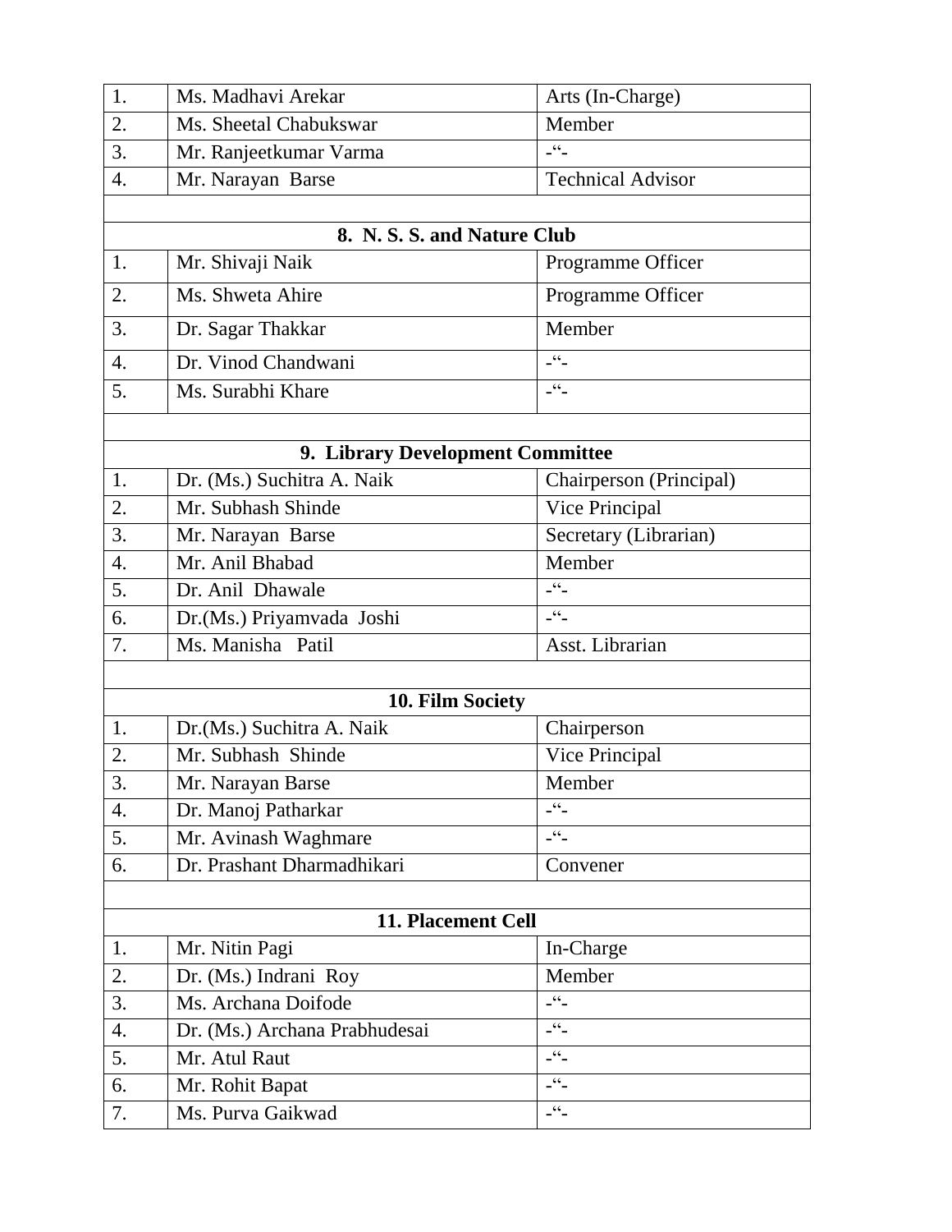| | | |
|---|---|---|
| 1. | Ms. Madhavi Arekar | Arts (In-Charge) |
| 2. | Ms. Sheetal Chabukswar | Member |
| 3. | Mr. Ranjeetkumar Varma | -“- |
| 4. | Mr. Narayan Barse | Technical Advisor |

**8. N. S. S. and Nature Club**

| | | |
|---|---|---|
| 1. | Mr. Shivaji Naik | Programme Officer |
| 2. | Ms. Shweta Ahire | Programme Officer |
| 3. | Dr. Sagar Thakkar | Member |
| 4. | Dr. Vinod Chandwani | -“- |
| 5. | Ms. Surabhi Khare | -“- |

**9. Library Development Committee**

| | | |
|---|---|---|
| 1. | Dr. (Ms.) Suchitra A. Naik | Chairperson (Principal) |
| 2. | Mr. Subhash Shinde | Vice Principal |
| 3. | Mr. Narayan Barse | Secretary (Librarian) |
| 4. | Mr. Anil Bhabad | Member |
| 5. | Dr. Anil Dhawale | -“- |
| 6. | Dr.(Ms.) Priyamvada Joshi | -“- |
| 7. | Ms. Manisha Patil | Asst. Librarian |

**10. Film Society**

| | | |
|---|---|---|
| 1. | Dr.(Ms.) Suchitra A. Naik | Chairperson |
| 2. | Mr. Subhash Shinde | Vice Principal |
| 3. | Mr. Narayan Barse | Member |
| 4. | Dr. Manoj Patharkar | -“- |
| 5. | Mr. Avinash Waghmare | -“- |
| 6. | Dr. Prashant Dharmadhikari | Convener |

**11. Placement Cell**

| | | |
|---|---|---|
| 1. | Mr. Nitin Pagi | In-Charge |
| 2. | Dr. (Ms.) Indrani Roy | Member |
| 3. | Ms. Archana Doifode | -“- |
| 4. | Dr. (Ms.) Archana Prabhudesai | -“- |
| 5. | Mr. Atul Raut | -“- |
| 6. | Mr. Rohit Bapat | -“- |
| 7. | Ms. Purva Gaikwad | -“- |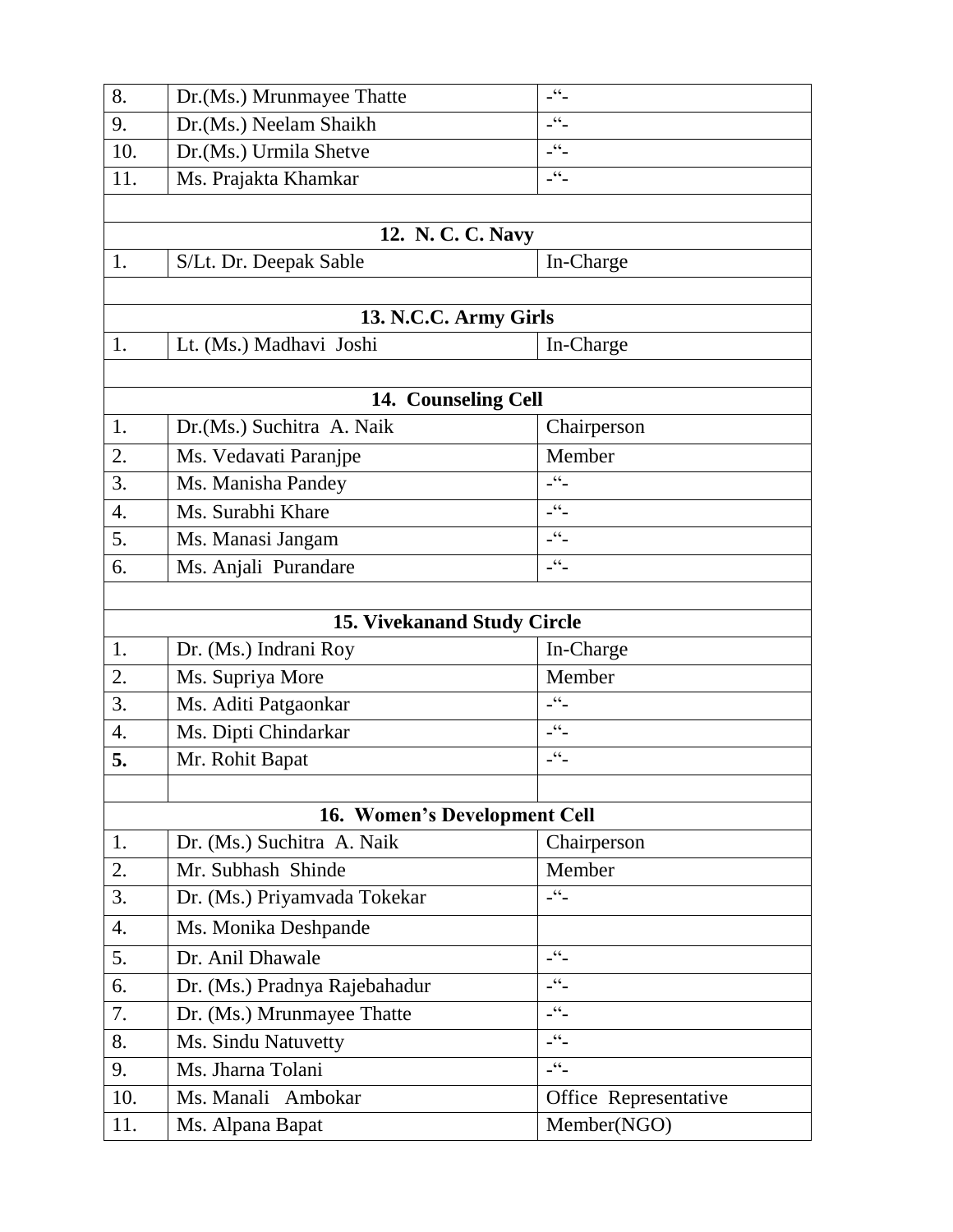| | | |
|---|---|---|
| 8. | Dr.(Ms.) Mrunmayee Thatte | -“- |
| 9. | Dr.(Ms.) Neelam Shaikh | -“- |
| 10. | Dr.(Ms.) Urmila Shetve | -“- |
| 11. | Ms. Prajakta Khamkar | -“- |
| | | |
| | **12. N. C. C. Navy** | |
| 1. | S/Lt. Dr. Deepak Sable | In-Charge |
| | | |
| | **13. N.C.C. Army Girls** | |
| 1. | Lt. (Ms.) Madhavi Joshi | In-Charge |
| | | |
| | **14. Counseling Cell** | |
| 1. | Dr.(Ms.) Suchitra A. Naik | Chairperson |
| 2. | Ms. Vedavati Paranjpe | Member |
| 3. | Ms. Manisha Pandey | -“- |
| 4. | Ms. Surabhi Khare | -“- |
| 5. | Ms. Manasi Jangam | -“- |
| 6. | Ms. Anjali Purandare | -“- |
| | | |
| | **15. Vivekanand Study Circle** | |
| 1. | Dr. (Ms.) Indrani Roy | In-Charge |
| 2. | Ms. Supriya More | Member |
| 3. | Ms. Aditi Patgaonkar | -“- |
| 4. | Ms. Dipti Chindarkar | -“- |
| **5.** | Mr. Rohit Bapat | -“- |
| | | |
| | **16. Women’s Development Cell** | |
| 1. | Dr. (Ms.) Suchitra A. Naik | Chairperson |
| 2. | Mr. Subhash Shinde | Member |
| 3. | Dr. (Ms.) Priyamvada Tokekar | -“- |
| 4. | Ms. Monika Deshpande | |
| 5. | Dr. Anil Dhawale | -“- |
| 6. | Dr. (Ms.) Pradnya Rajebahadur | -“- |
| 7. | Dr. (Ms.) Mrunmayee Thatte | -“- |
| 8. | Ms. Sindu Natuvetty | -“- |
| 9. | Ms. Jharna Tolani | -“- |
| 10. | Ms. Manali Ambokar | Office Representative |
| 11. | Ms. Alpana Bapat | Member(NGO) |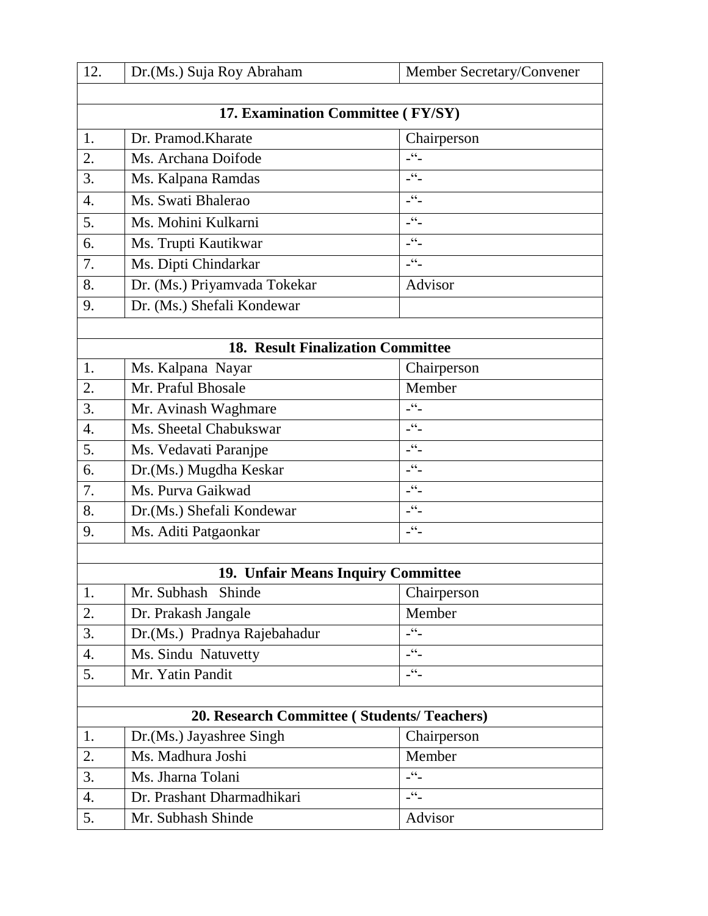| 12. | Dr.(Ms.) Suja Roy Abraham | Member Secretary/Convener |
|---|---|---|
| | | |
| **17. Examination Committee ( FY/SY)** | | |
| 1. | Dr. Pramod.Kharate | Chairperson |
| 2. | Ms. Archana Doifode | -“- |
| 3. | Ms. Kalpana Ramdas | -“- |
| 4. | Ms. Swati Bhalerao | -“- |
| 5. | Ms. Mohini Kulkarni | -“- |
| 6. | Ms. Trupti Kautikwar | -“- |
| 7. | Ms. Dipti Chindarkar | -“- |
| 8. | Dr. (Ms.) Priyamvada Tokekar | Advisor |
| 9. | Dr. (Ms.) Shefali Kondewar | |
| | | |
| **18. Result Finalization Committee** | | |
| 1. | Ms. Kalpana Nayar | Chairperson |
| 2. | Mr. Praful Bhosale | Member |
| 3. | Mr. Avinash Waghmare | -“- |
| 4. | Ms. Sheetal Chabukswar | -“- |
| 5. | Ms. Vedavati Paranjpe | -“- |
| 6. | Dr.(Ms.) Mugdha Keskar | -“- |
| 7. | Ms. Purva Gaikwad | -“- |
| 8. | Dr.(Ms.) Shefali Kondewar | -“- |
| 9. | Ms. Aditi Patgaonkar | -“- |
| | | |
| **19. Unfair Means Inquiry Committee** | | |
| 1. | Mr. Subhash Shinde | Chairperson |
| 2. | Dr. Prakash Jangale | Member |
| 3. | Dr.(Ms.) Pradnya Rajebahadur | -“- |
| 4. | Ms. Sindu Natuvetty | -“- |
| 5. | Mr. Yatin Pandit | -“- |
| | | |
| **20. Research Committee ( Students/ Teachers)** | | |
| 1. | Dr.(Ms.) Jayashree Singh | Chairperson |
| 2. | Ms. Madhura Joshi | Member |
| 3. | Ms. Jharna Tolani | -“- |
| 4. | Dr. Prashant Dharmadhikari | -“- |
| 5. | Mr. Subhash Shinde | Advisor |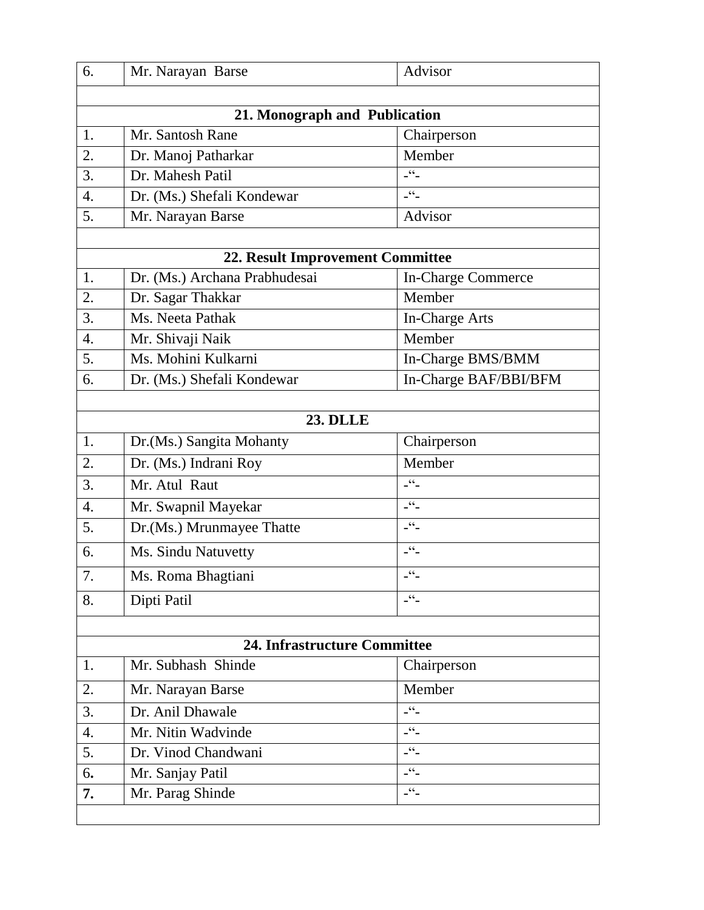| 6. | Mr. Narayan Barse | Advisor |
|---|---|---|

**21. Monograph and Publication**

| 1. | Mr. Santosh Rane | Chairperson |
|---|---|---|
| 2. | Dr. Manoj Patharkar | Member |
| 3. | Dr. Mahesh Patil | -"- |
| 4. | Dr. (Ms.) Shefali Kondewar | -"- |
| 5. | Mr. Narayan Barse | Advisor |

**22. Result Improvement Committee**

| 1. | Dr. (Ms.) Archana Prabhudesai | In-Charge Commerce |
|---|---|---|
| 2. | Dr. Sagar Thakkar | Member |
| 3. | Ms. Neeta Pathak | In-Charge Arts |
| 4. | Mr. Shivaji Naik | Member |
| 5. | Ms. Mohini Kulkarni | In-Charge BMS/BMM |
| 6. | Dr. (Ms.) Shefali Kondewar | In-Charge BAF/BBI/BFM |

**23. DLLE**

| 1. | Dr.(Ms.) Sangita Mohanty | Chairperson |
|---|---|---|
| 2. | Dr. (Ms.) Indrani Roy | Member |
| 3. | Mr. Atul Raut | -"- |
| 4. | Mr. Swapnil Mayekar | -"- |
| 5. | Dr.(Ms.) Mrunmayee Thatte | -"- |
| 6. | Ms. Sindu Natuvetty | -"- |
| 7. | Ms. Roma Bhagtiani | -"- |
| 8. | Dipti Patil | -"- |

**24. Infrastructure Committee**

| 1. | Mr. Subhash Shinde | Chairperson |
|---|---|---|
| 2. | Mr. Narayan Barse | Member |
| 3. | Dr. Anil Dhawale | -"- |
| 4. | Mr. Nitin Wadvinde | -"- |
| 5. | Dr. Vinod Chandwani | -"- |
| 6. | Mr. Sanjay Patil | -"- |
| 7. | Mr. Parag Shinde | -"- |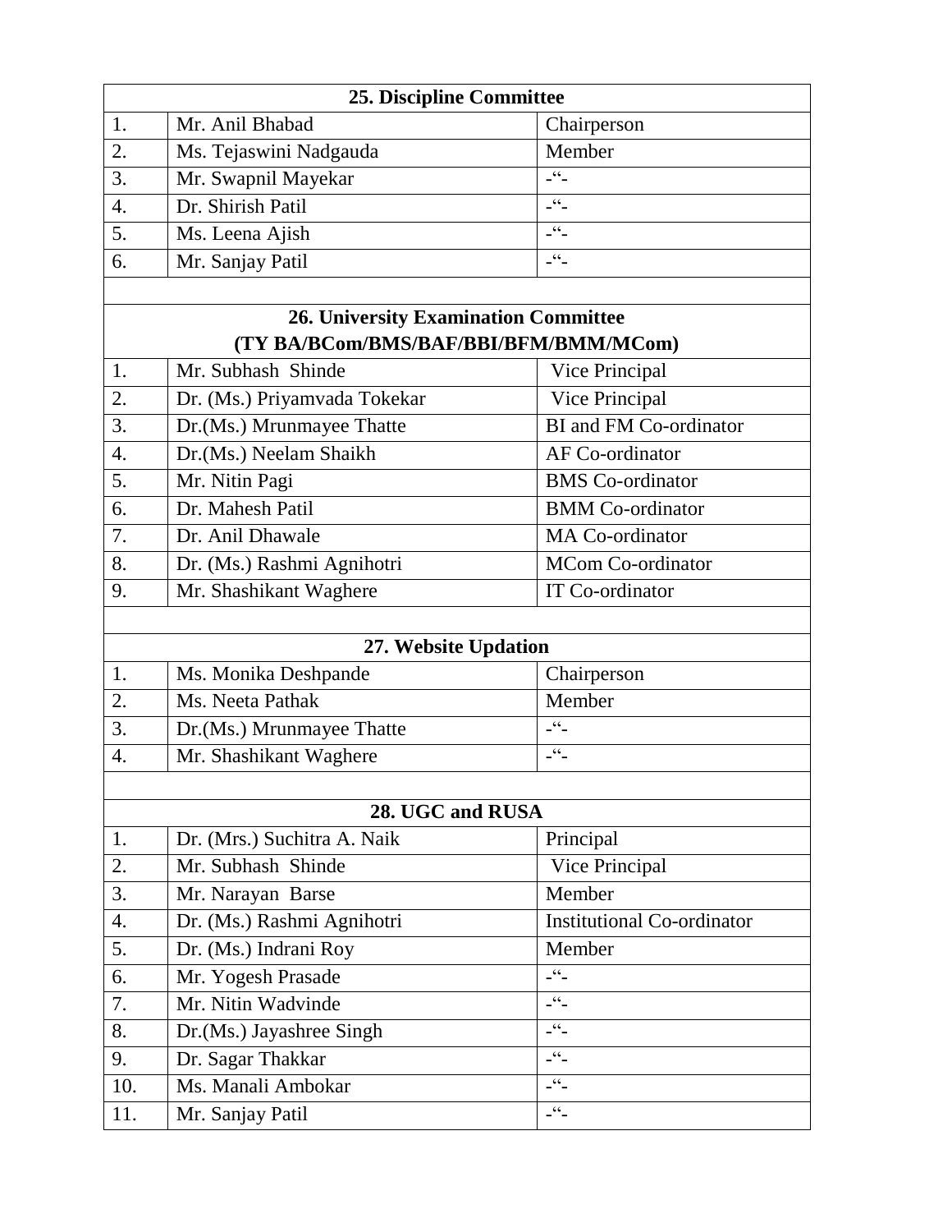| 25. Discipline Committee | | |
|---|---|---|
| 1. | Mr. Anil Bhabad | Chairperson |
| 2. | Ms. Tejaswini Nadgauda | Member |
| 3. | Mr. Swapnil Mayekar | -“- |
| 4. | Dr. Shirish Patil | -“- |
| 5. | Ms. Leena Ajish | -“- |
| 6. | Mr. Sanjay Patil | -“- |

| 26. University Examination Committee (TY BA/BCom/BMS/BAF/BBI/BFM/BMM/MCom) | | |
|---|---|---|
| 1. | Mr. Subhash Shinde | Vice Principal |
| 2. | Dr. (Ms.) Priyamvada Tokekar | Vice Principal |
| 3. | Dr.(Ms.) Mrunmayee Thatte | BI and FM Co-ordinator |
| 4. | Dr.(Ms.) Neelam Shaikh | AF Co-ordinator |
| 5. | Mr. Nitin Pagi | BMS Co-ordinator |
| 6. | Dr. Mahesh Patil | BMM Co-ordinator |
| 7. | Dr. Anil Dhawale | MA Co-ordinator |
| 8. | Dr. (Ms.) Rashmi Agnihotri | MCom Co-ordinator |
| 9. | Mr. Shashikant Waghere | IT Co-ordinator |

| 27. Website Updation | | |
|---|---|---|
| 1. | Ms. Monika Deshpande | Chairperson |
| 2. | Ms. Neeta Pathak | Member |
| 3. | Dr.(Ms.) Mrunmayee Thatte | -“- |
| 4. | Mr. Shashikant Waghere | -“- |

| 28. UGC and RUSA | | |
|---|---|---|
| 1. | Dr. (Mrs.) Suchitra A. Naik | Principal |
| 2. | Mr. Subhash Shinde | Vice Principal |
| 3. | Mr. Narayan Barse | Member |
| 4. | Dr. (Ms.) Rashmi Agnihotri | Institutional Co-ordinator |
| 5. | Dr. (Ms.) Indrani Roy | Member |
| 6. | Mr. Yogesh Prasade | -“- |
| 7. | Mr. Nitin Wadvinde | -“- |
| 8. | Dr.(Ms.) Jayashree Singh | -“- |
| 9. | Dr. Sagar Thakkar | -“- |
| 10. | Ms. Manali Ambokar | -“- |
| 11. | Mr. Sanjay Patil | -“- |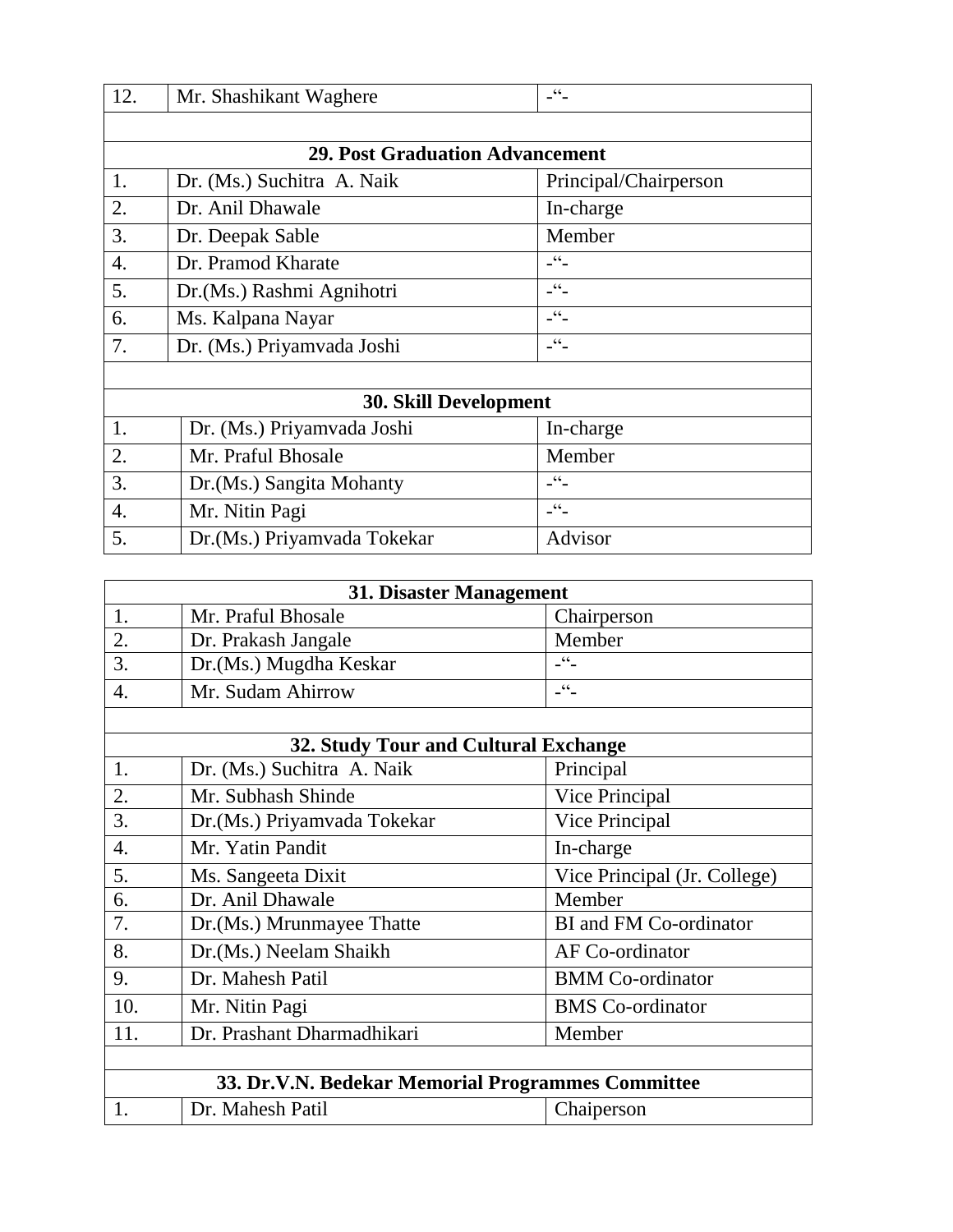| 12. | Mr. Shashikant Waghere | -“- |
|---|---|---|

**29. Post Graduation Advancement**

| 1. | Dr. (Ms.) Suchitra A. Naik | Principal/Chairperson |
|---|---|---|
| 2. | Dr. Anil Dhawale | In-charge |
| 3. | Dr. Deepak Sable | Member |
| 4. | Dr. Pramod Kharate | -“- |
| 5. | Dr.(Ms.) Rashmi Agnihotri | -“- |
| 6. | Ms. Kalpana Nayar | -“- |
| 7. | Dr. (Ms.) Priyamvada Joshi | -“- |

**30. Skill Development**

| 1. | Dr. (Ms.) Priyamvada Joshi | In-charge |
|---|---|---|
| 2. | Mr. Praful Bhosale | Member |
| 3. | Dr.(Ms.) Sangita Mohanty | -“- |
| 4. | Mr. Nitin Pagi | -“- |
| 5. | Dr.(Ms.) Priyamvada Tokekar | Advisor |

**31. Disaster Management**

| 1. | Mr. Praful Bhosale | Chairperson |
|---|---|---|
| 2. | Dr. Prakash Jangale | Member |
| 3. | Dr.(Ms.) Mugdha Keskar | -“- |
| 4. | Mr. Sudam Ahirrow | -“- |

**32. Study Tour and Cultural Exchange**

| 1. | Dr. (Ms.) Suchitra A. Naik | Principal |
|---|---|---|
| 2. | Mr. Subhash Shinde | Vice Principal |
| 3. | Dr.(Ms.) Priyamvada Tokekar | Vice Principal |
| 4. | Mr. Yatin Pandit | In-charge |
| 5. | Ms. Sangeeta Dixit | Vice Principal (Jr. College) |
| 6. | Dr. Anil Dhawale | Member |
| 7. | Dr.(Ms.) Mrunmayee Thatte | BI and FM Co-ordinator |
| 8. | Dr.(Ms.) Neelam Shaikh | AF Co-ordinator |
| 9. | Dr. Mahesh Patil | BMM Co-ordinator |
| 10. | Mr. Nitin Pagi | BMS Co-ordinator |
| 11. | Dr. Prashant Dharmadhikari | Member |

**33. Dr.V.N. Bedekar Memorial Programmes Committee**

| 1. | Dr. Mahesh Patil | Chaiperson |
|---|---|---|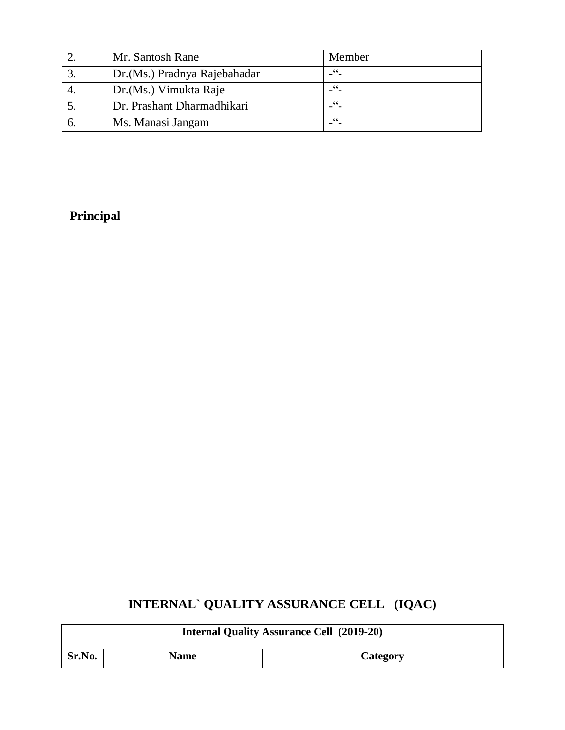| 2. | Mr. Santosh Rane | Member |
|---|---|---|
| 3. | Dr.(Ms.) Pradnya Rajebahadar | -“- |
| 4. | Dr.(Ms.) Vimukta Raje | -“- |
| 5. | Dr. Prashant Dharmadhikari | -“- |
| 6. | Ms. Manasi Jangam | -“- |

**Principal**

## INTERNAL` QUALITY ASSURANCE CELL (IQAC)

| Internal Quality Assurance Cell (2019-20) | | |
|---|---|---|
| **Sr.No.** | **Name** | **Category** |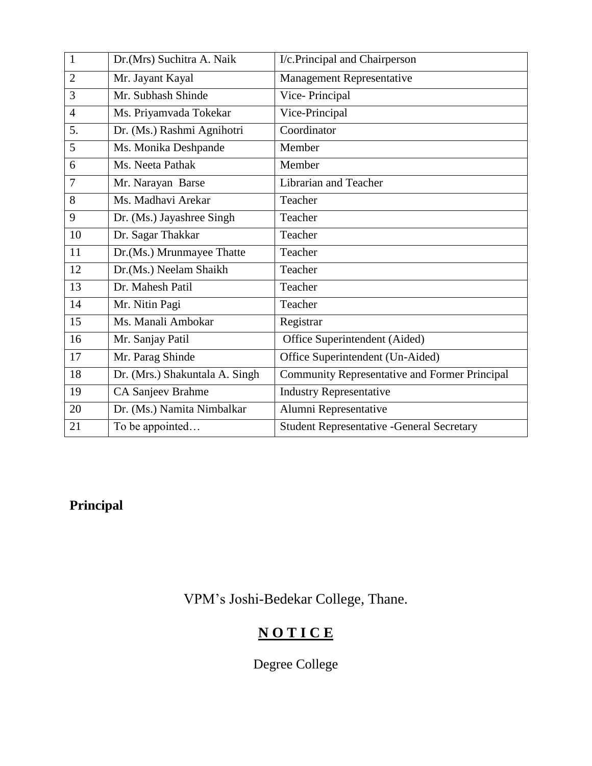| 1 | Dr.(Mrs) Suchitra A. Naik | I/c.Principal and Chairperson |
|---|---|---|
| 2 | Mr. Jayant Kayal | Management Representative |
| 3 | Mr. Subhash Shinde | Vice- Principal |
| 4 | Ms. Priyamvada Tokekar | Vice-Principal |
| 5. | Dr. (Ms.) Rashmi Agnihotri | Coordinator |
| 5 | Ms. Monika Deshpande | Member |
| 6 | Ms. Neeta Pathak | Member |
| 7 | Mr. Narayan Barse | Librarian and Teacher |
| 8 | Ms. Madhavi Arekar | Teacher |
| 9 | Dr. (Ms.) Jayashree Singh | Teacher |
| 10 | Dr. Sagar Thakkar | Teacher |
| 11 | Dr.(Ms.) Mrunmayee Thatte | Teacher |
| 12 | Dr.(Ms.) Neelam Shaikh | Teacher |
| 13 | Dr. Mahesh Patil | Teacher |
| 14 | Mr. Nitin Pagi | Teacher |
| 15 | Ms. Manali Ambokar | Registrar |
| 16 | Mr. Sanjay Patil | Office Superintendent (Aided) |
| 17 | Mr. Parag Shinde | Office Superintendent (Un-Aided) |
| 18 | Dr. (Mrs.) Shakuntala A. Singh | Community Representative and Former Principal |
| 19 | CA Sanjeev Brahme | Industry Representative |
| 20 | Dr. (Ms.) Namita Nimbalkar | Alumni Representative |
| 21 | To be appointed… | Student Representative -General Secretary |

**Principal**

VPM's Joshi-Bedekar College, Thane.

**N O T I C E**

Degree College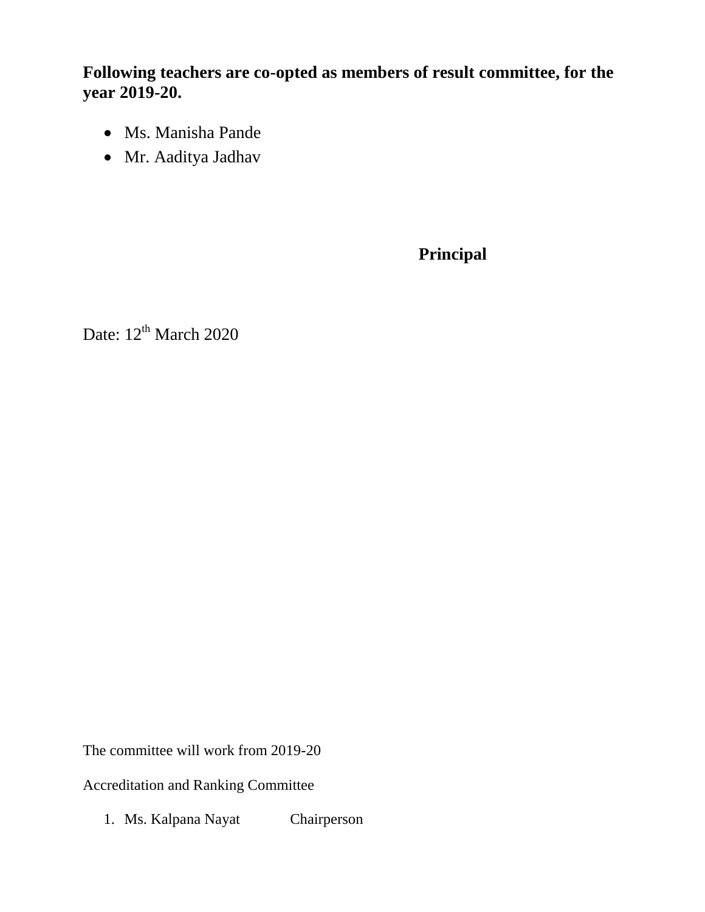**Following teachers are co-opted as members of result committee, for the year 2019-20.**

- Ms. Manisha Pande
- Mr. Aaditya Jadhav

**Principal**

Date: 12th March 2020

The committee will work from 2019-20

Accreditation and Ranking Committee

1. Ms. Kalpana Nayat Chairperson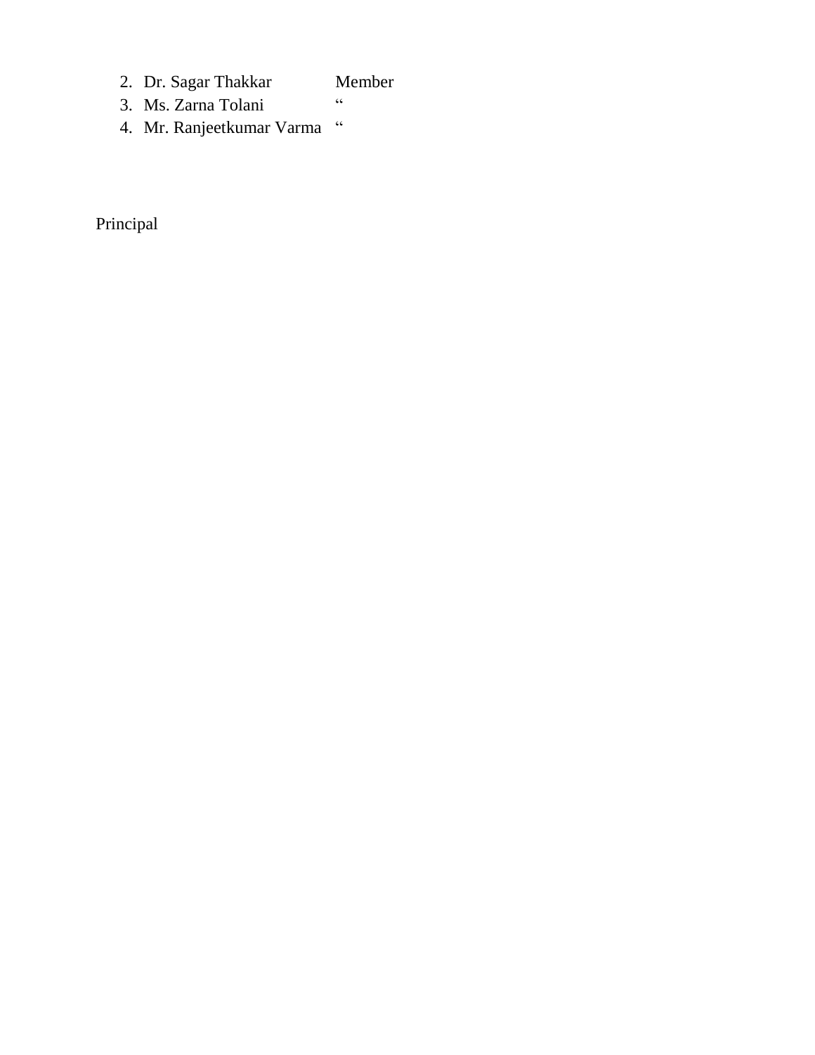| | |
|---|---|
| 2. Dr. Sagar Thakkar | Member |
| 3. Ms. Zarna Tolani | “ |
| 4. Mr. Ranjeetkumar Varma | “ |

Principal